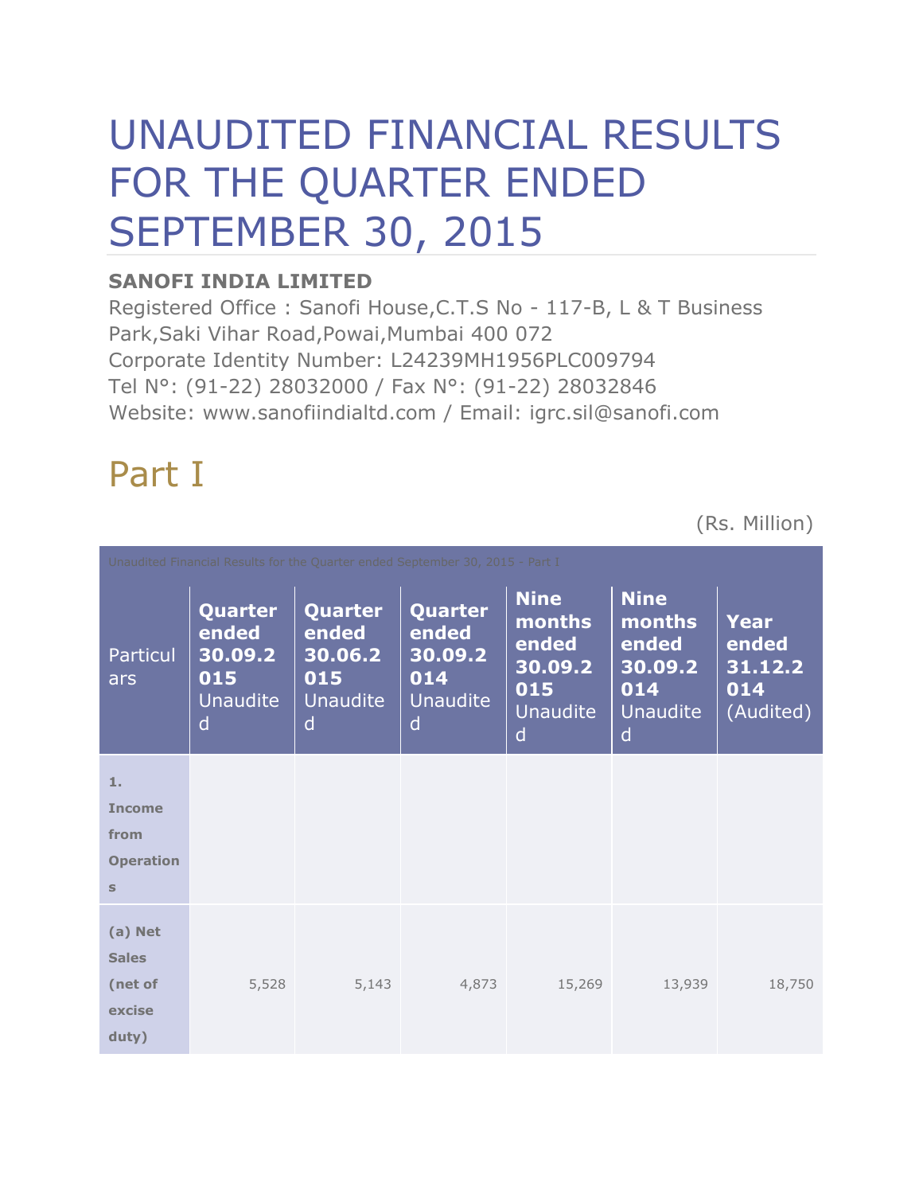# UNAUDITED FINANCIAL RESULTS FOR THE QUARTER ENDED SEPTEMBER 30, 2015

**SANOFI INDIA LIMITED**
Registered Office : Sanofi House,C.T.S No - 117-B, L & T Business Park,Saki Vihar Road,Powai,Mumbai 400 072
Corporate Identity Number: L24239MH1956PLC009794
Tel N°: (91-22) 28032000 / Fax N°: (91-22) 28032846
Website: www.sanofiindialtd.com / Email: igrc.sil@sanofi.com

## Part I

(Rs. Million)

Unaudited Financial Results for the Quarter ended September 30, 2015 - Part I

| Particulars | **Quarter ended 30.09.2015** Unaudited | **Quarter ended 30.06.2015** Unaudited | **Quarter ended 30.09.2014** Unaudited | **Nine months ended 30.09.2015** Unaudited | **Nine months ended 30.09.2014** Unaudited | **Year ended 31.12.2014** (Audited) |
|---|---|---|---|---|---|---|
| **1. Income from Operations** | | | | | | |
| **(a) Net Sales (net of excise duty)** | 5,528 | 5,143 | 4,873 | 15,269 | 13,939 | 18,750 |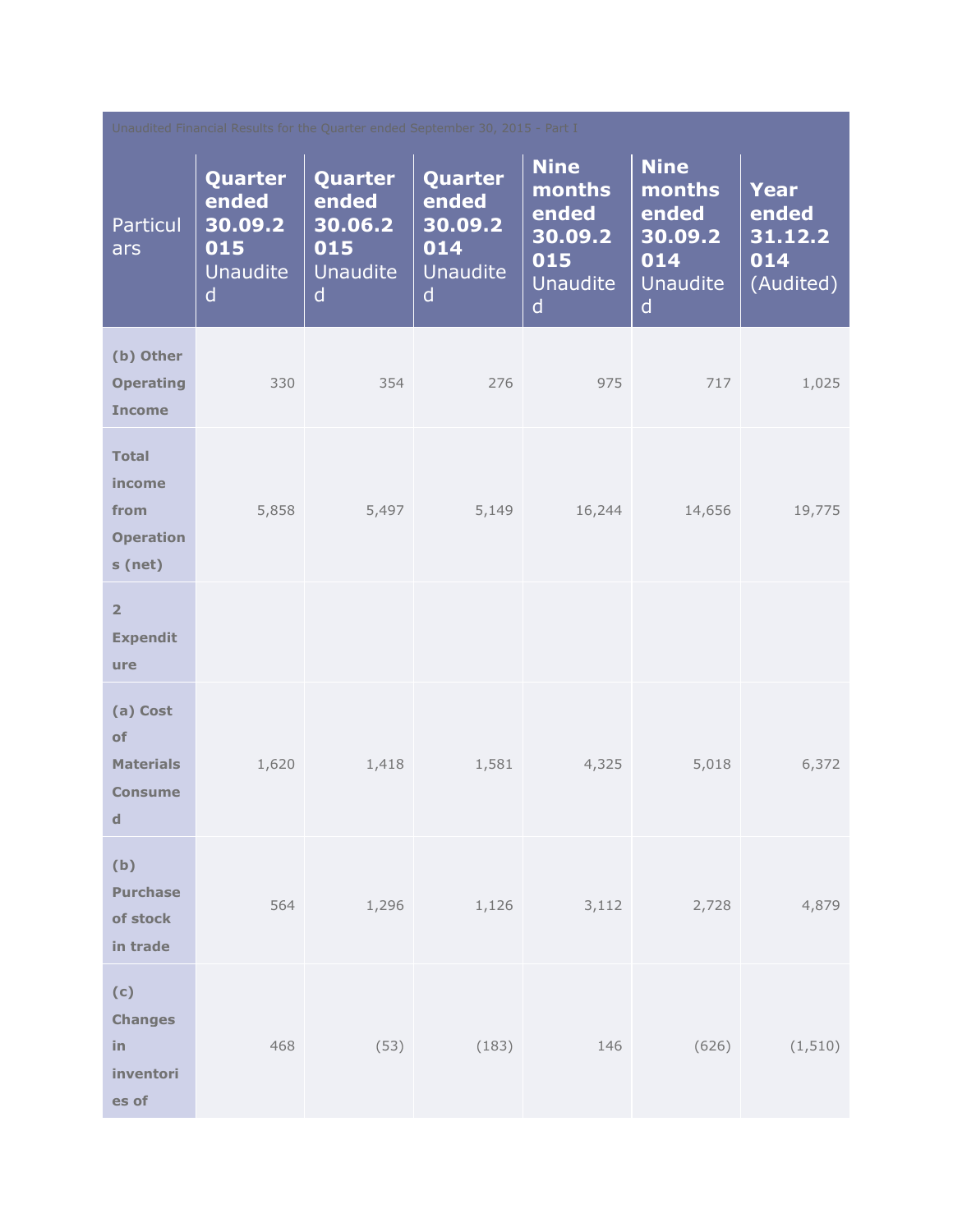| Unaudited Financial Results for the Quarter ended September 30, 2015 - Part I | | | | | | |
|---|---|---|---|---|---|---|
| Particulars | **Quarter ended 30.09.2015** Unaudited | **Quarter ended 30.06.2015** Unaudited | **Quarter ended 30.09.2014** Unaudited | **Nine months ended 30.09.2015** Unaudited | **Nine months ended 30.09.2014** Unaudited | **Year ended 31.12.2014** (Audited) |
| **(b) Other Operating Income** | 330 | 354 | 276 | 975 | 717 | 1,025 |
| **Total income from Operations (net)** | 5,858 | 5,497 | 5,149 | 16,244 | 14,656 | 19,775 |
| **2 Expenditure** | | | | | | |
| **(a) Cost of Materials Consumed** | 1,620 | 1,418 | 1,581 | 4,325 | 5,018 | 6,372 |
| **(b) Purchase of stock in trade** | 564 | 1,296 | 1,126 | 3,112 | 2,728 | 4,879 |
| **(c) Changes in inventories of** | 468 | (53) | (183) | 146 | (626) | (1,510) |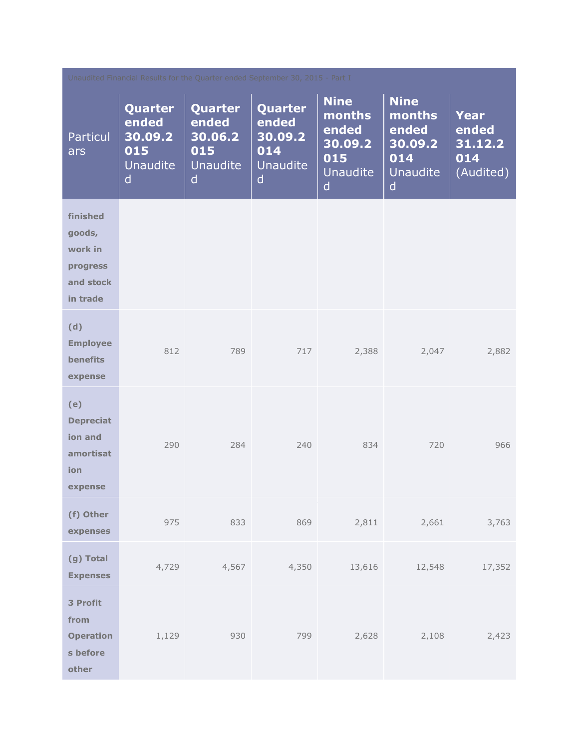| Unaudited Financial Results for the Quarter ended September 30, 2015 - Part I | | | | | | |
|---|---|---|---|---|---|---|
| Particulars | **Quarter ended 30.09.2015** Unaudited | **Quarter ended 30.06.2015** Unaudited | **Quarter ended 30.09.2014** Unaudited | **Nine months ended 30.09.2015** Unaudited | **Nine months ended 30.09.2014** Unaudited | **Year ended 31.12.2014** (Audited) |
| **finished goods, work in progress and stock in trade** | | | | | | |
| **(d) Employee benefits expense** | 812 | 789 | 717 | 2,388 | 2,047 | 2,882 |
| **(e) Depreciation and amortisation expense** | 290 | 284 | 240 | 834 | 720 | 966 |
| **(f) Other expenses** | 975 | 833 | 869 | 2,811 | 2,661 | 3,763 |
| **(g) Total Expenses** | 4,729 | 4,567 | 4,350 | 13,616 | 12,548 | 17,352 |
| **3 Profit from Operations before other** | 1,129 | 930 | 799 | 2,628 | 2,108 | 2,423 |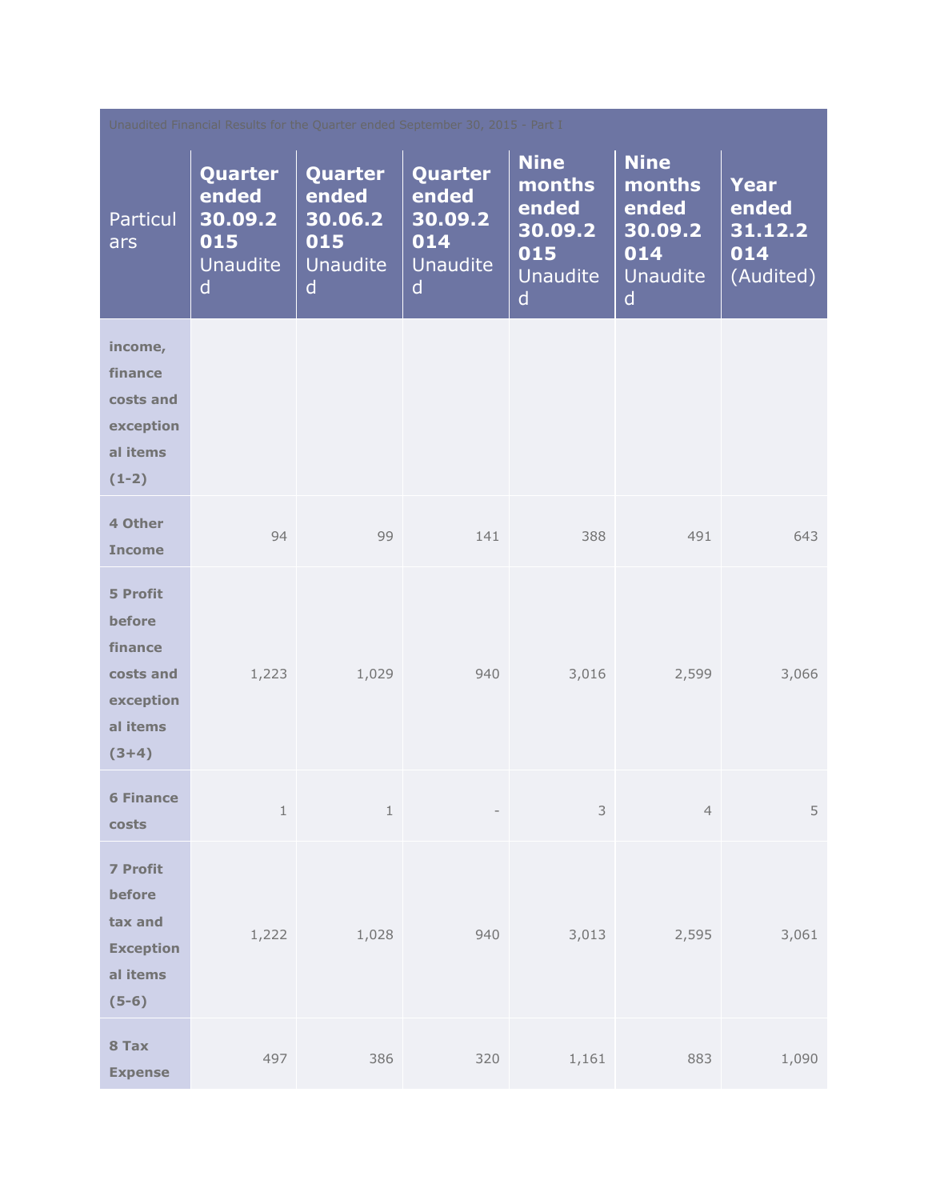| Unaudited Financial Results for the Quarter ended September 30, 2015 - Part I | | | | | | |
|---|---|---|---|---|---|---|
| Particulars | **Quarter ended 30.09.2015** Unaudited | **Quarter ended 30.06.2015** Unaudited | **Quarter ended 30.09.2014** Unaudited | **Nine months ended 30.09.2015** Unaudited | **Nine months ended 30.09.2014** Unaudited | **Year ended 31.12.2014** (Audited) |
| **income, finance costs and exceptional items (1-2)** | | | | | | |
| **4 Other Income** | 94 | 99 | 141 | 388 | 491 | 643 |
| **5 Profit before finance costs and exceptional items (3+4)** | 1,223 | 1,029 | 940 | 3,016 | 2,599 | 3,066 |
| **6 Finance costs** | 1 | 1 | - | 3 | 4 | 5 |
| **7 Profit before tax and Exceptional items (5-6)** | 1,222 | 1,028 | 940 | 3,013 | 2,595 | 3,061 |
| **8 Tax Expense** | 497 | 386 | 320 | 1,161 | 883 | 1,090 |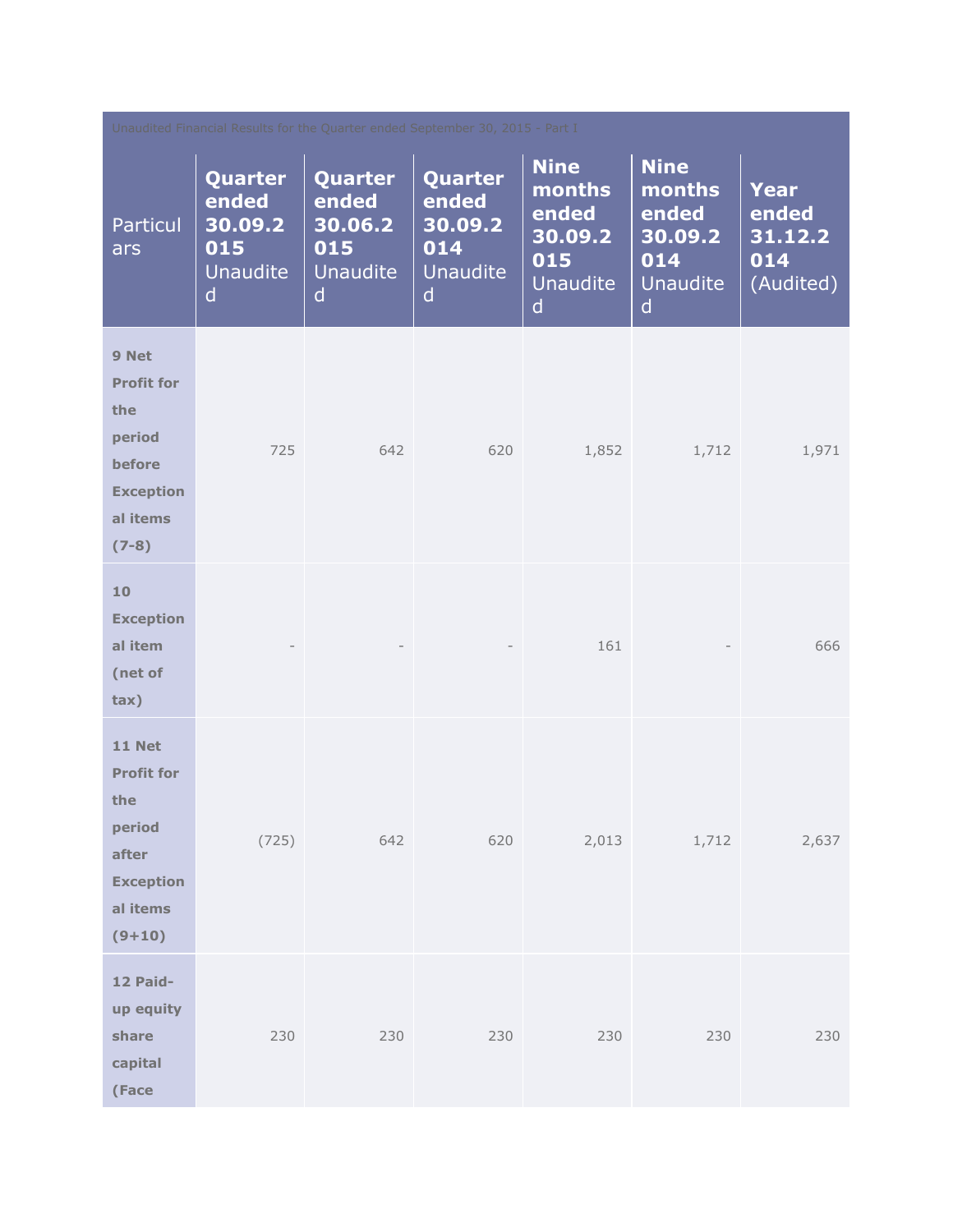| Unaudited Financial Results for the Quarter ended September 30, 2015 - Part I | | | | | | |
|---|---|---|---|---|---|---|
| Particulars | **Quarter ended 30.09.2015** Unaudited | **Quarter ended 30.06.2015** Unaudited | **Quarter ended 30.09.2014** Unaudited | **Nine months ended 30.09.2015** Unaudited | **Nine months ended 30.09.2014** Unaudited | **Year ended 31.12.2014** (Audited) |
| **9 Net Profit for the period before Exceptional items (7-8)** | 725 | 642 | 620 | 1,852 | 1,712 | 1,971 |
| **10 Exceptional item (net of tax)** | - | - | - | 161 | - | 666 |
| **11 Net Profit for the period after Exceptional items (9+10)** | (725) | 642 | 620 | 2,013 | 1,712 | 2,637 |
| **12 Paid-up equity share capital (Face** | 230 | 230 | 230 | 230 | 230 | 230 |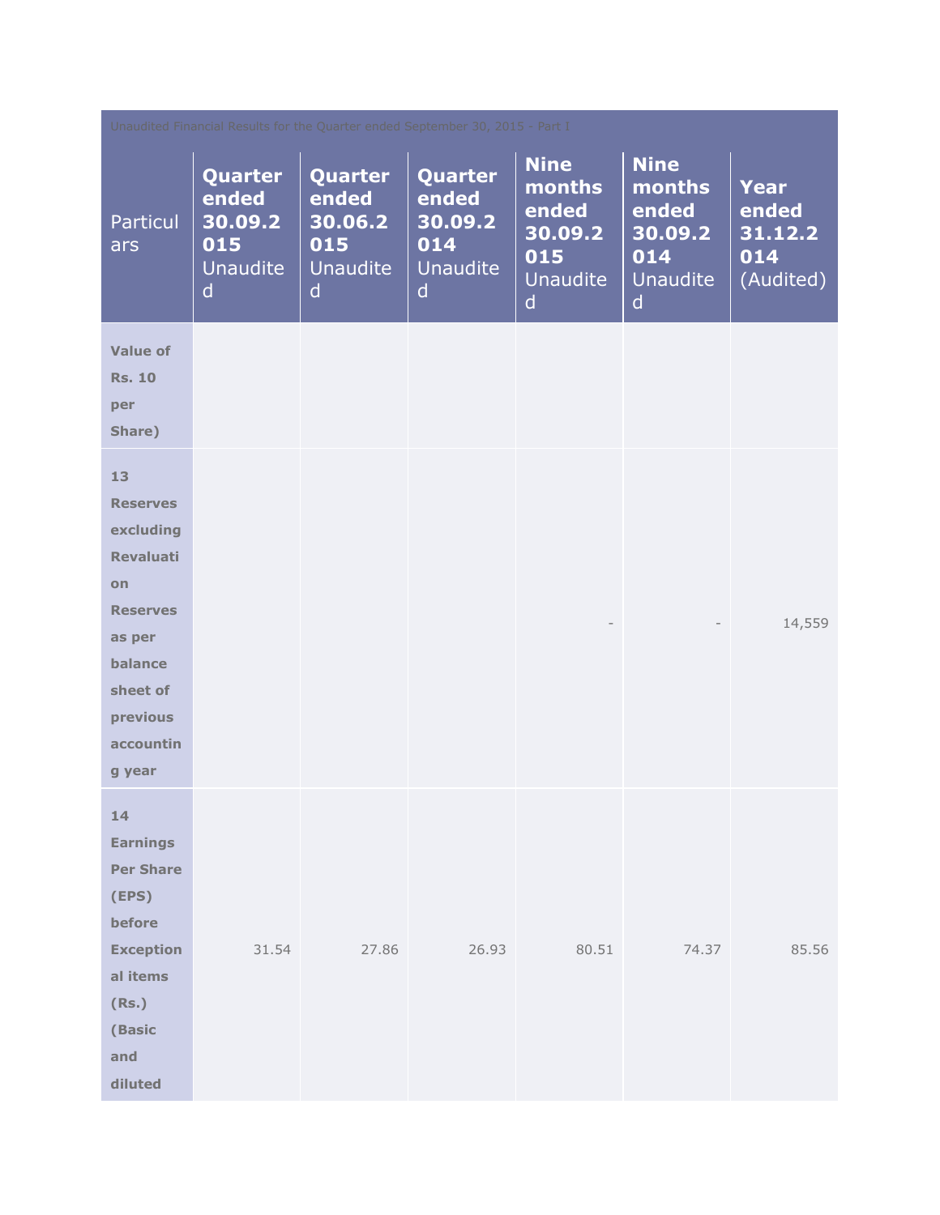| Unaudited Financial Results for the Quarter ended September 30, 2015 - Part I | | | | | | |
|---|---|---|---|---|---|---|
| Particulars | **Quarter ended 30.09.2015** Unaudited | **Quarter ended 30.06.2015** Unaudited | **Quarter ended 30.09.2014** Unaudited | **Nine months ended 30.09.2015** Unaudited | **Nine months ended 30.09.2014** Unaudited | **Year ended 31.12.2014** (Audited) |
| **Value of Rs. 10 per Share)** | | | | | | |
| **13 Reserves excluding Revaluation Reserves as per balance sheet of previous accounting year** | | | | - | - | 14,559 |
| **14 Earnings Per Share (EPS) before Exceptional items (Rs.) (Basic and diluted** | 31.54 | 27.86 | 26.93 | 80.51 | 74.37 | 85.56 |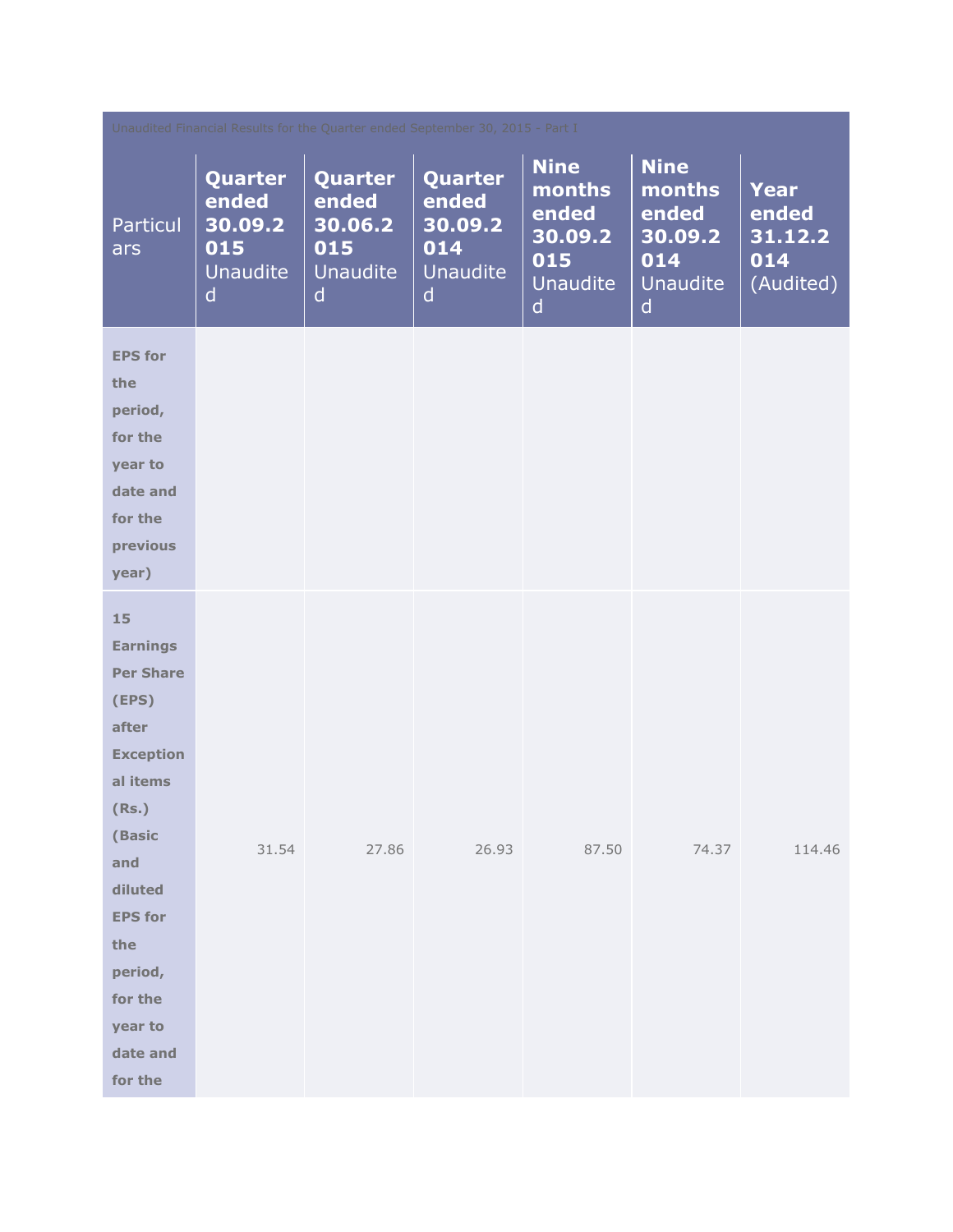Unaudited Financial Results for the Quarter ended September 30, 2015 - Part I

| Particulars | **Quarter ended 30.09.2015** Unaudited | **Quarter ended 30.06.2015** Unaudited | **Quarter ended 30.09.2014** Unaudited | **Nine months ended 30.09.2015** Unaudited | **Nine months ended 30.09.2014** Unaudited | **Year ended 31.12.2014** (Audited) |
|---|---|---|---|---|---|---|
| **EPS for the period, for the year to date and for the previous year)** | | | | | | |
| **15 Earnings Per Share (EPS) after Exceptional items (Rs.) (Basic and diluted EPS for the period, for the year to date and for the** | 31.54 | 27.86 | 26.93 | 87.50 | 74.37 | 114.46 |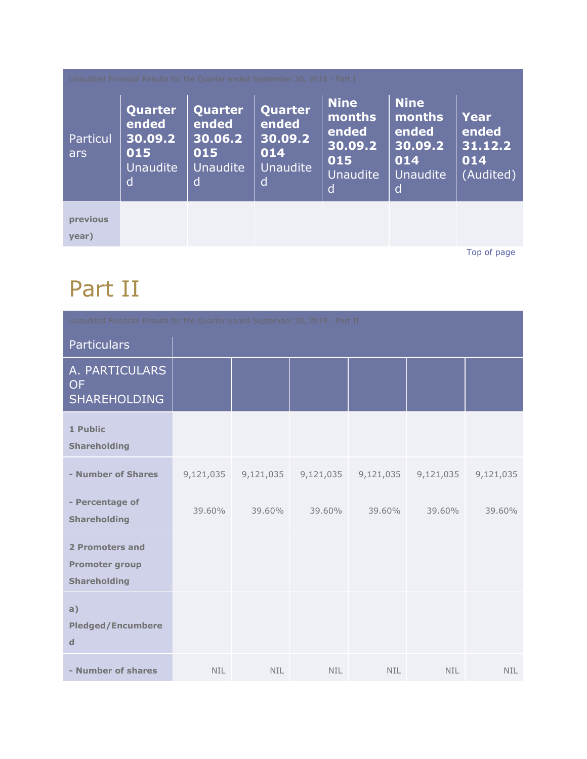| Unaudited Financial Results for the Quarter ended September 30, 2015 - Part I | | | | | | |
|---|---|---|---|---|---|---|
| Particulars | **Quarter ended 30.09.2015** Unaudited | **Quarter ended 30.06.2015** Unaudited | **Quarter ended 30.09.2014** Unaudited | **Nine months ended 30.09.2015** Unaudited | **Nine months ended 30.09.2014** Unaudited | **Year ended 31.12.2014** (Audited) |
| **previous year)** | | | | | | |

Top of page

# Part II

| Unaudited Financial Results for the Quarter ended September 30, 2015 - Part II | | | | | | |
|---|---|---|---|---|---|---|
| Particulars | | | | | | |
| A. PARTICULARS OF SHAREHOLDING | | | | | | |
| **1 Public Shareholding** | | | | | | |
| **- Number of Shares** | 9,121,035 | 9,121,035 | 9,121,035 | 9,121,035 | 9,121,035 | 9,121,035 |
| **- Percentage of Shareholding** | 39.60% | 39.60% | 39.60% | 39.60% | 39.60% | 39.60% |
| **2 Promoters and Promoter group Shareholding** | | | | | | |
| **a) Pledged/Encumbered** | | | | | | |
| **- Number of shares** | NIL | NIL | NIL | NIL | NIL | NIL |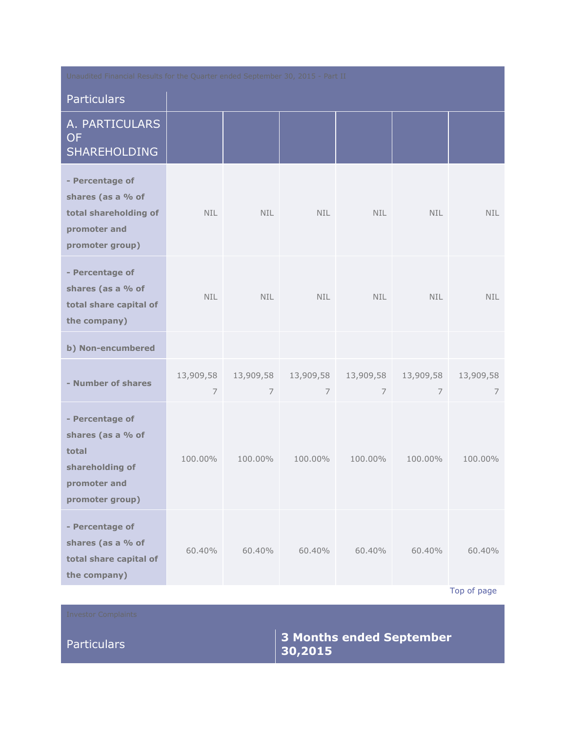Unaudited Financial Results for the Quarter ended September 30, 2015 - Part II

| Particulars | | | | | | |
|---|---|---|---|---|---|---|
| A. PARTICULARS OF SHAREHOLDING | | | | | | |
| **- Percentage of shares (as a % of total shareholding of promoter and promoter group)** | NIL | NIL | NIL | NIL | NIL | NIL |
| **- Percentage of shares (as a % of total share capital of the company)** | NIL | NIL | NIL | NIL | NIL | NIL |
| **b) Non-encumbered** | | | | | | |
| **- Number of shares** | 13,909,587 | 13,909,587 | 13,909,587 | 13,909,587 | 13,909,587 | 13,909,587 |
| **- Percentage of shares (as a % of total shareholding of promoter and promoter group)** | 100.00% | 100.00% | 100.00% | 100.00% | 100.00% | 100.00% |
| **- Percentage of shares (as a % of total share capital of the company)** | 60.40% | 60.40% | 60.40% | 60.40% | 60.40% | 60.40% |

Top of page

Investor Complaints

| Particulars | **3 Months ended September 30,2015** |
|---|---|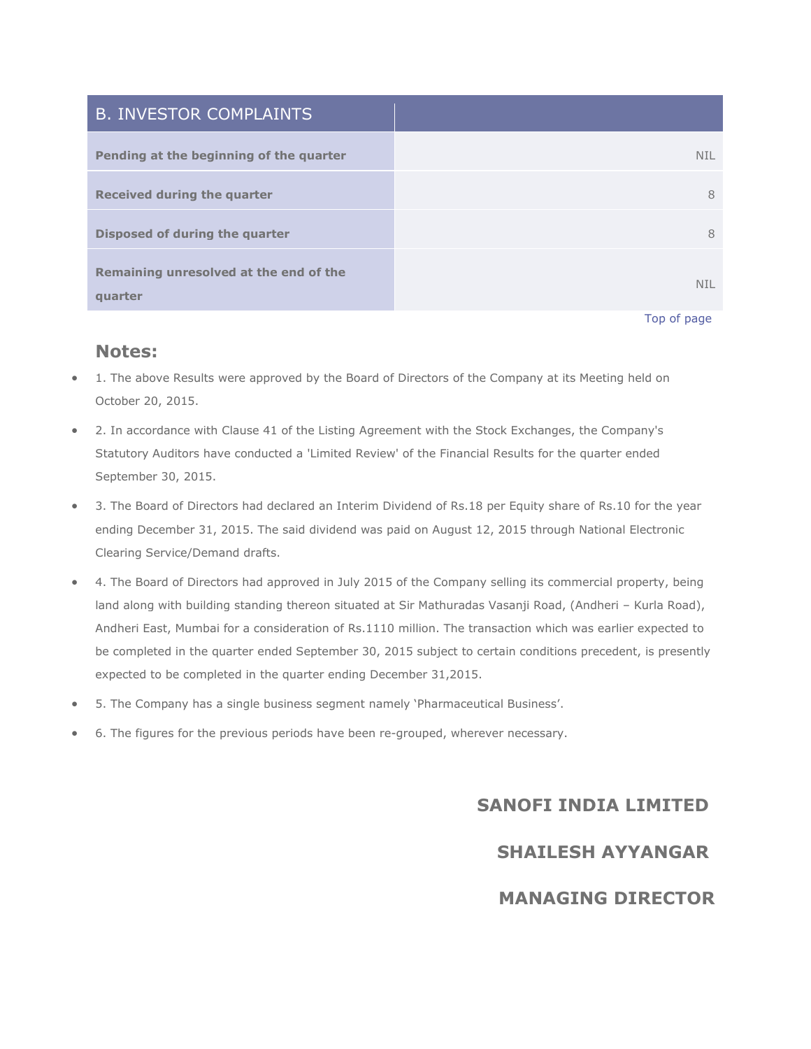| B. INVESTOR COMPLAINTS | |
|---|---|
| **Pending at the beginning of the quarter** | NIL |
| **Received during the quarter** | 8 |
| **Disposed of during the quarter** | 8 |
| **Remaining unresolved at the end of the quarter** | NIL |

Top of page

## Notes:

- 1. The above Results were approved by the Board of Directors of the Company at its Meeting held on October 20, 2015.
- 2. In accordance with Clause 41 of the Listing Agreement with the Stock Exchanges, the Company's Statutory Auditors have conducted a 'Limited Review' of the Financial Results for the quarter ended September 30, 2015.
- 3. The Board of Directors had declared an Interim Dividend of Rs.18 per Equity share of Rs.10 for the year ending December 31, 2015. The said dividend was paid on August 12, 2015 through National Electronic Clearing Service/Demand drafts.
- 4. The Board of Directors had approved in July 2015 of the Company selling its commercial property, being land along with building standing thereon situated at Sir Mathuradas Vasanji Road, (Andheri – Kurla Road), Andheri East, Mumbai for a consideration of Rs.1110 million. The transaction which was earlier expected to be completed in the quarter ended September 30, 2015 subject to certain conditions precedent, is presently expected to be completed in the quarter ending December 31,2015.
- 5. The Company has a single business segment namely 'Pharmaceutical Business'.
- 6. The figures for the previous periods have been re-grouped, wherever necessary.

**SANOFI INDIA LIMITED**

**SHAILESH AYYANGAR**

**MANAGING DIRECTOR**